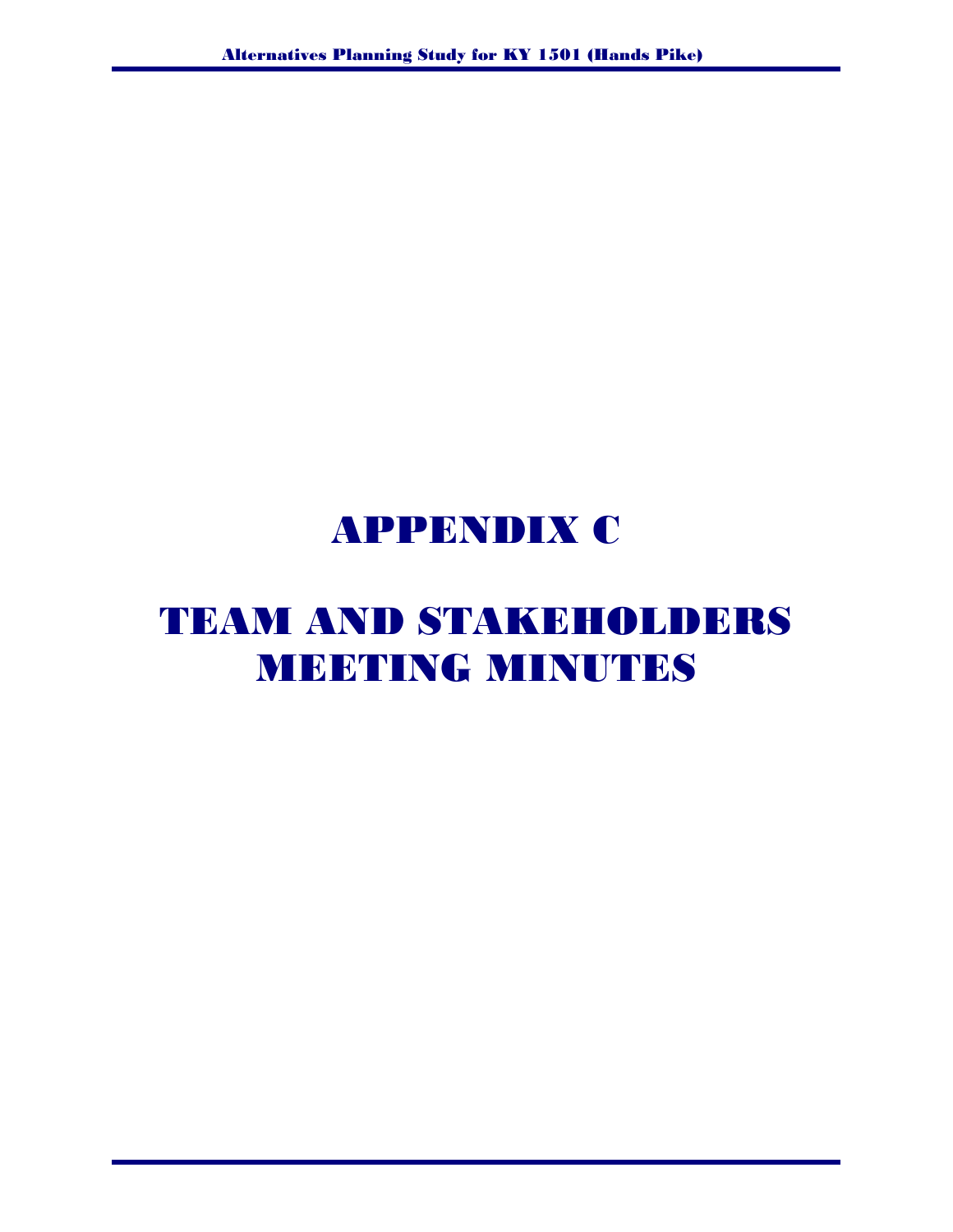# APPENDIX C

# TEAM AND STAKEHOLDERS MEETING MINUTES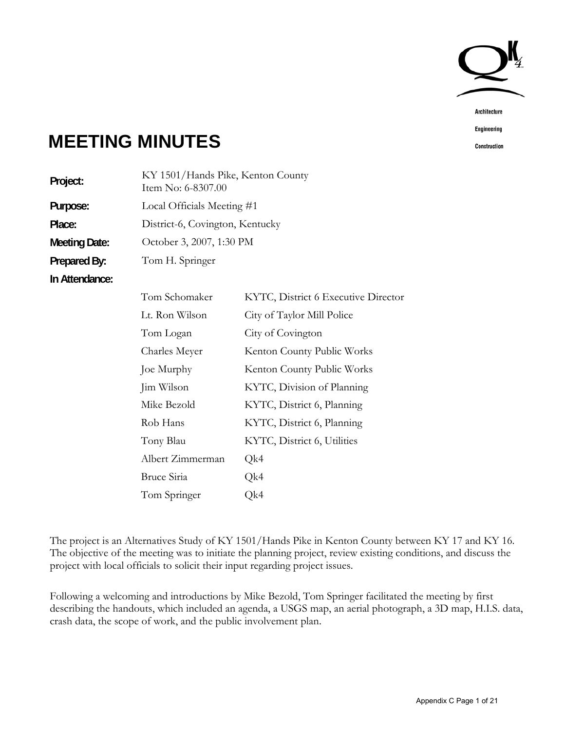# MEETING MINUTES

**Project:** KY 1501/Hands Pike, Kenton County
Item No: 6-8307.00

**Purpose:** Local Officials Meeting #1

**Place:** District-6, Covington, Kentucky

**Meeting Date:** October 3, 2007, 1:30 PM

**Prepared By:** Tom H. Springer

**In Attendance:**

| | |
|---|---|
| Tom Schomaker | KYTC, District 6 Executive Director |
| Lt. Ron Wilson | City of Taylor Mill Police |
| Tom Logan | City of Covington |
| Charles Meyer | Kenton County Public Works |
| Joe Murphy | Kenton County Public Works |
| Jim Wilson | KYTC, Division of Planning |
| Mike Bezold | KYTC, District 6, Planning |
| Rob Hans | KYTC, District 6, Planning |
| Tony Blau | KYTC, District 6, Utilities |
| Albert Zimmerman | Qk4 |
| Bruce Siria | Qk4 |
| Tom Springer | Qk4 |

The project is an Alternatives Study of KY 1501/Hands Pike in Kenton County between KY 17 and KY 16. The objective of the meeting was to initiate the planning project, review existing conditions, and discuss the project with local officials to solicit their input regarding project issues.

Following a welcoming and introductions by Mike Bezold, Tom Springer facilitated the meeting by first describing the handouts, which included an agenda, a USGS map, an aerial photograph, a 3D map, H.I.S. data, crash data, the scope of work, and the public involvement plan.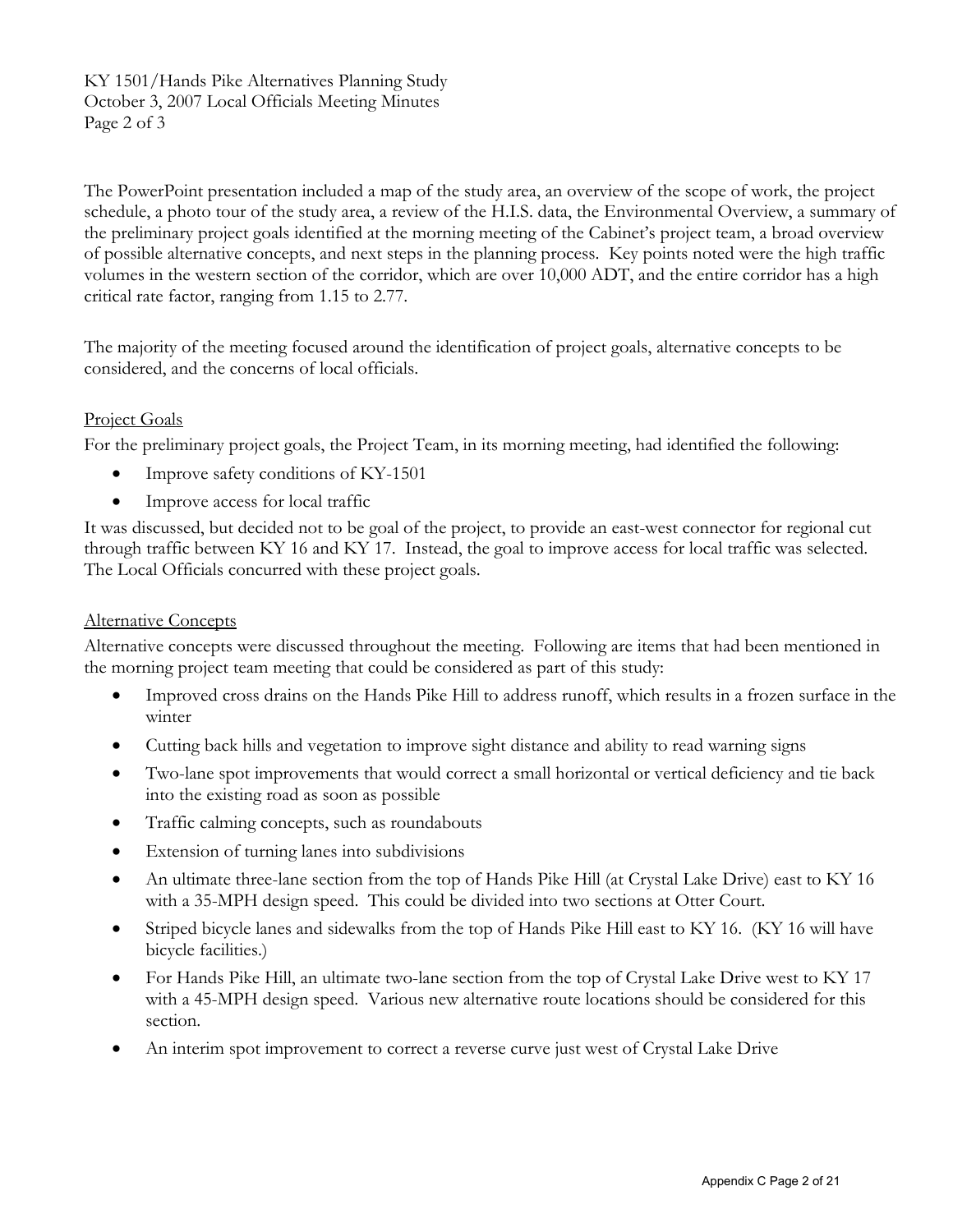The PowerPoint presentation included a map of the study area, an overview of the scope of work, the project schedule, a photo tour of the study area, a review of the H.I.S. data, the Environmental Overview, a summary of the preliminary project goals identified at the morning meeting of the Cabinet's project team, a broad overview of possible alternative concepts, and next steps in the planning process. Key points noted were the high traffic volumes in the western section of the corridor, which are over 10,000 ADT, and the entire corridor has a high critical rate factor, ranging from 1.15 to 2.77.

The majority of the meeting focused around the identification of project goals, alternative concepts to be considered, and the concerns of local officials.

## Project Goals

For the preliminary project goals, the Project Team, in its morning meeting, had identified the following:

- Improve safety conditions of KY-1501
- Improve access for local traffic

It was discussed, but decided not to be goal of the project, to provide an east-west connector for regional cut through traffic between KY 16 and KY 17. Instead, the goal to improve access for local traffic was selected. The Local Officials concurred with these project goals.

## Alternative Concepts

Alternative concepts were discussed throughout the meeting. Following are items that had been mentioned in the morning project team meeting that could be considered as part of this study:

- Improved cross drains on the Hands Pike Hill to address runoff, which results in a frozen surface in the winter
- Cutting back hills and vegetation to improve sight distance and ability to read warning signs
- Two-lane spot improvements that would correct a small horizontal or vertical deficiency and tie back into the existing road as soon as possible
- Traffic calming concepts, such as roundabouts
- Extension of turning lanes into subdivisions
- An ultimate three-lane section from the top of Hands Pike Hill (at Crystal Lake Drive) east to KY 16 with a 35-MPH design speed. This could be divided into two sections at Otter Court.
- Striped bicycle lanes and sidewalks from the top of Hands Pike Hill east to KY 16. (KY 16 will have bicycle facilities.)
- For Hands Pike Hill, an ultimate two-lane section from the top of Crystal Lake Drive west to KY 17 with a 45-MPH design speed. Various new alternative route locations should be considered for this section.
- An interim spot improvement to correct a reverse curve just west of Crystal Lake Drive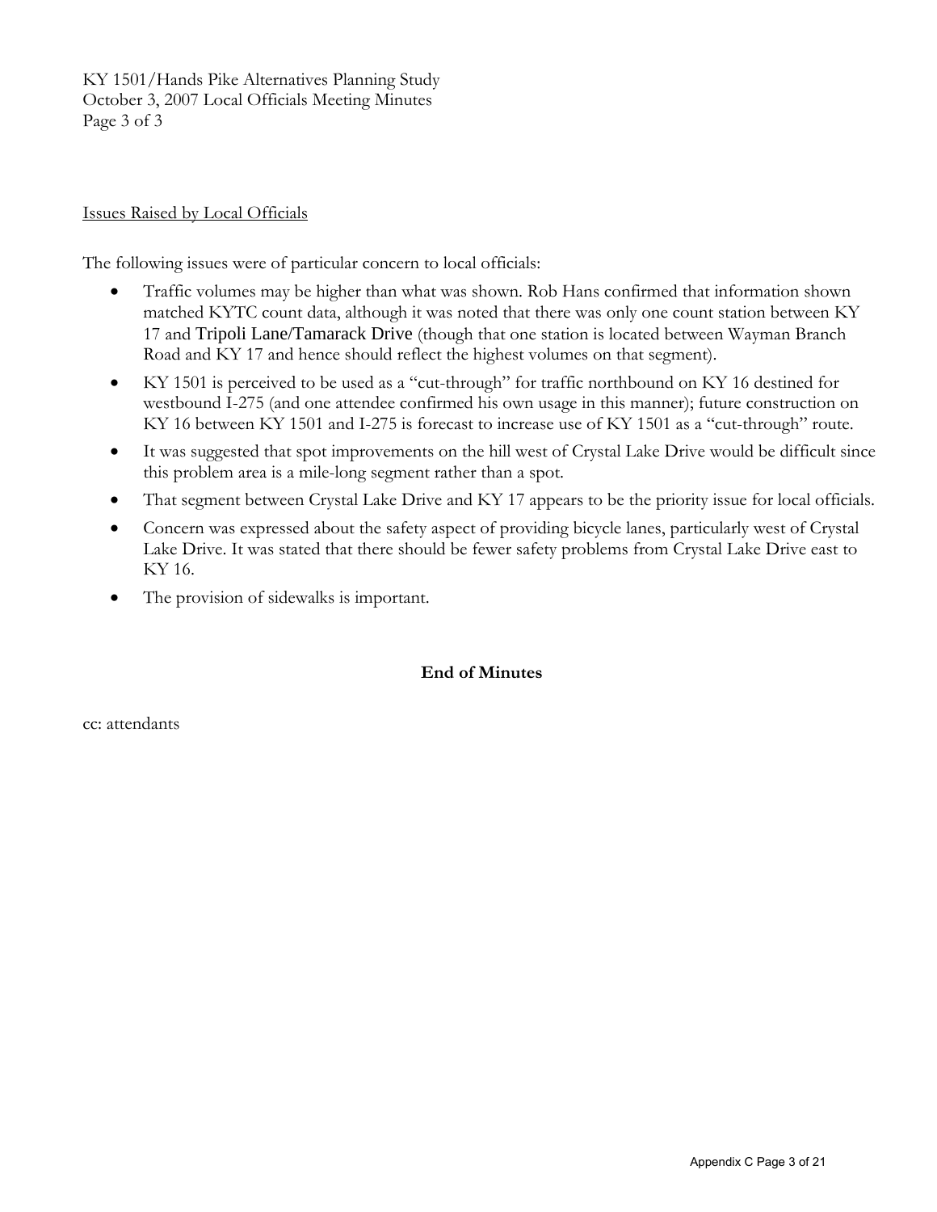Issues Raised by Local Officials

The following issues were of particular concern to local officials:

- Traffic volumes may be higher than what was shown. Rob Hans confirmed that information shown matched KYTC count data, although it was noted that there was only one count station between KY 17 and Tripoli Lane/Tamarack Drive (though that one station is located between Wayman Branch Road and KY 17 and hence should reflect the highest volumes on that segment).
- KY 1501 is perceived to be used as a "cut-through" for traffic northbound on KY 16 destined for westbound I-275 (and one attendee confirmed his own usage in this manner); future construction on KY 16 between KY 1501 and I-275 is forecast to increase use of KY 1501 as a "cut-through" route.
- It was suggested that spot improvements on the hill west of Crystal Lake Drive would be difficult since this problem area is a mile-long segment rather than a spot.
- That segment between Crystal Lake Drive and KY 17 appears to be the priority issue for local officials.
- Concern was expressed about the safety aspect of providing bicycle lanes, particularly west of Crystal Lake Drive. It was stated that there should be fewer safety problems from Crystal Lake Drive east to KY 16.
- The provision of sidewalks is important.

**End of Minutes**

cc: attendants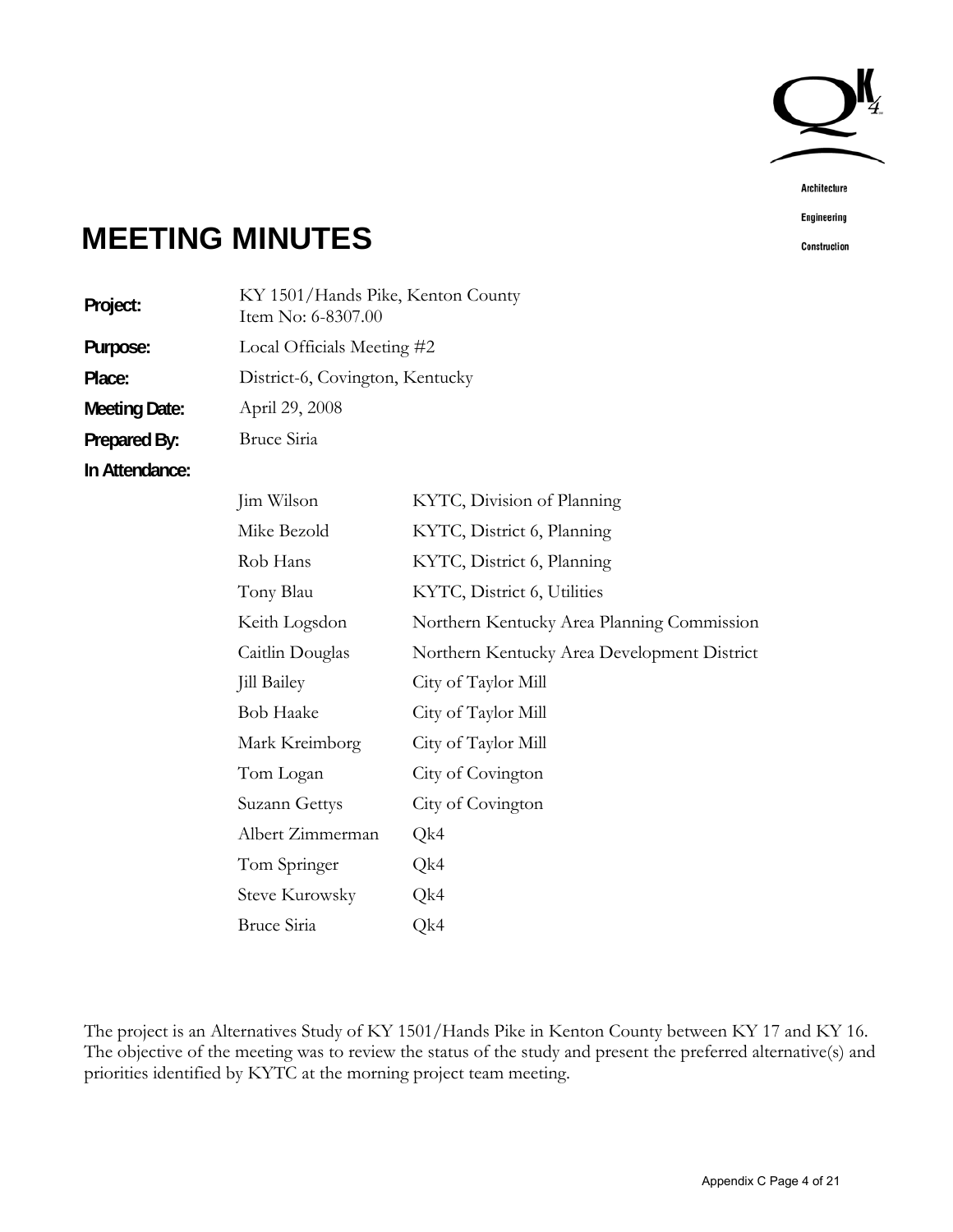Architecture

Engineering

Construction

# MEETING MINUTES

| | |
|---|---|
| **Project:** | KY 1501/Hands Pike, Kenton County<br>Item No: 6-8307.00 |
| **Purpose:** | Local Officials Meeting #2 |
| **Place:** | District-6, Covington, Kentucky |
| **Meeting Date:** | April 29, 2008 |
| **Prepared By:** | Bruce Siria |
| **In Attendance:** | |

| Name | Affiliation |
|---|---|
| Jim Wilson | KYTC, Division of Planning |
| Mike Bezold | KYTC, District 6, Planning |
| Rob Hans | KYTC, District 6, Planning |
| Tony Blau | KYTC, District 6, Utilities |
| Keith Logsdon | Northern Kentucky Area Planning Commission |
| Caitlin Douglas | Northern Kentucky Area Development District |
| Jill Bailey | City of Taylor Mill |
| Bob Haake | City of Taylor Mill |
| Mark Kreimborg | City of Taylor Mill |
| Tom Logan | City of Covington |
| Suzann Gettys | City of Covington |
| Albert Zimmerman | Qk4 |
| Tom Springer | Qk4 |
| Steve Kurowsky | Qk4 |
| Bruce Siria | Qk4 |

The project is an Alternatives Study of KY 1501/Hands Pike in Kenton County between KY 17 and KY 16. The objective of the meeting was to review the status of the study and present the preferred alternative(s) and priorities identified by KYTC at the morning project team meeting.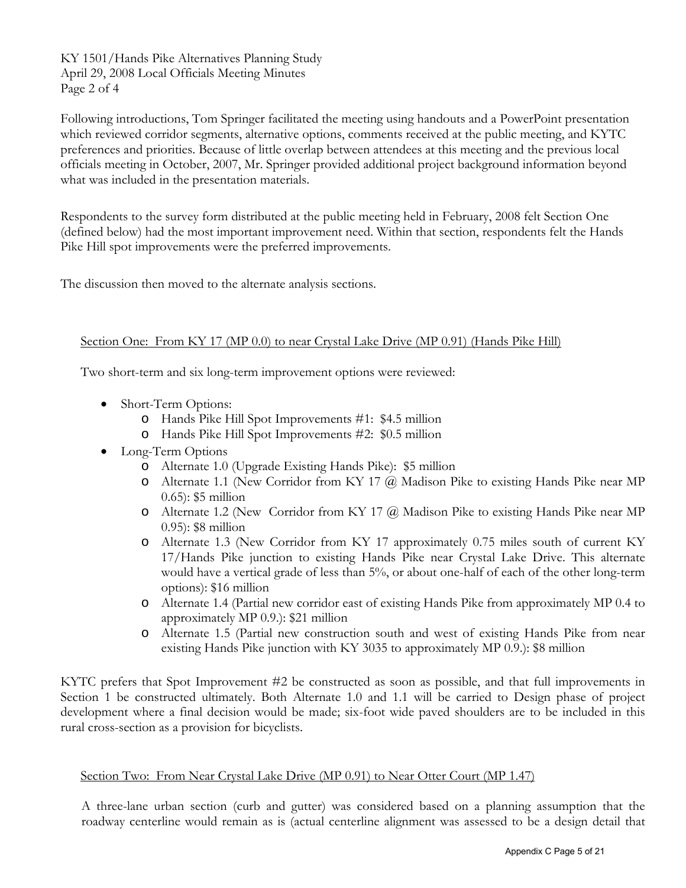Following introductions, Tom Springer facilitated the meeting using handouts and a PowerPoint presentation which reviewed corridor segments, alternative options, comments received at the public meeting, and KYTC preferences and priorities. Because of little overlap between attendees at this meeting and the previous local officials meeting in October, 2007, Mr. Springer provided additional project background information beyond what was included in the presentation materials.

Respondents to the survey form distributed at the public meeting held in February, 2008 felt Section One (defined below) had the most important improvement need. Within that section, respondents felt the Hands Pike Hill spot improvements were the preferred improvements.

The discussion then moved to the alternate analysis sections.

Section One: From KY 17 (MP 0.0) to near Crystal Lake Drive (MP 0.91) (Hands Pike Hill)

Two short-term and six long-term improvement options were reviewed:

- Short-Term Options:
  - Hands Pike Hill Spot Improvements #1: $4.5 million
  - Hands Pike Hill Spot Improvements #2: $0.5 million
- Long-Term Options
  - Alternate 1.0 (Upgrade Existing Hands Pike): $5 million
  - Alternate 1.1 (New Corridor from KY 17 @ Madison Pike to existing Hands Pike near MP 0.65): $5 million
  - Alternate 1.2 (New Corridor from KY 17 @ Madison Pike to existing Hands Pike near MP 0.95): $8 million
  - Alternate 1.3 (New Corridor from KY 17 approximately 0.75 miles south of current KY 17/Hands Pike junction to existing Hands Pike near Crystal Lake Drive. This alternate would have a vertical grade of less than 5%, or about one-half of each of the other long-term options): $16 million
  - Alternate 1.4 (Partial new corridor east of existing Hands Pike from approximately MP 0.4 to approximately MP 0.9.): $21 million
  - Alternate 1.5 (Partial new construction south and west of existing Hands Pike from near existing Hands Pike junction with KY 3035 to approximately MP 0.9.): $8 million

KYTC prefers that Spot Improvement #2 be constructed as soon as possible, and that full improvements in Section 1 be constructed ultimately. Both Alternate 1.0 and 1.1 will be carried to Design phase of project development where a final decision would be made; six-foot wide paved shoulders are to be included in this rural cross-section as a provision for bicyclists.

Section Two: From Near Crystal Lake Drive (MP 0.91) to Near Otter Court (MP 1.47)

A three-lane urban section (curb and gutter) was considered based on a planning assumption that the roadway centerline would remain as is (actual centerline alignment was assessed to be a design detail that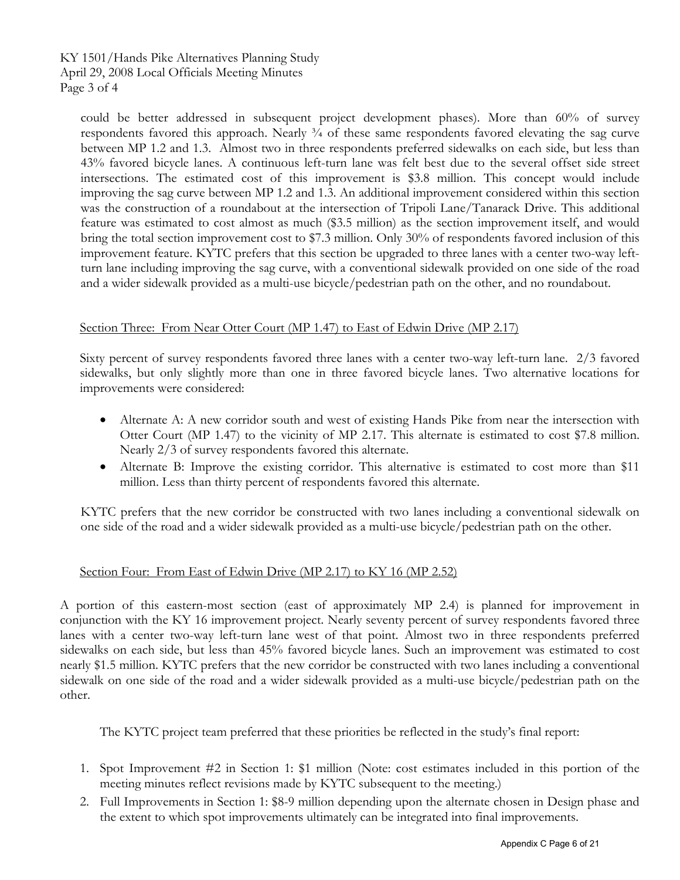could be better addressed in subsequent project development phases). More than 60% of survey respondents favored this approach. Nearly ¾ of these same respondents favored elevating the sag curve between MP 1.2 and 1.3. Almost two in three respondents preferred sidewalks on each side, but less than 43% favored bicycle lanes. A continuous left-turn lane was felt best due to the several offset side street intersections. The estimated cost of this improvement is $3.8 million. This concept would include improving the sag curve between MP 1.2 and 1.3. An additional improvement considered within this section was the construction of a roundabout at the intersection of Tripoli Lane/Tanarack Drive. This additional feature was estimated to cost almost as much ($3.5 million) as the section improvement itself, and would bring the total section improvement cost to $7.3 million. Only 30% of respondents favored inclusion of this improvement feature. KYTC prefers that this section be upgraded to three lanes with a center two-way left-turn lane including improving the sag curve, with a conventional sidewalk provided on one side of the road and a wider sidewalk provided as a multi-use bicycle/pedestrian path on the other, and no roundabout.

Section Three: From Near Otter Court (MP 1.47) to East of Edwin Drive (MP 2.17)

Sixty percent of survey respondents favored three lanes with a center two-way left-turn lane. 2/3 favored sidewalks, but only slightly more than one in three favored bicycle lanes. Two alternative locations for improvements were considered:

- Alternate A: A new corridor south and west of existing Hands Pike from near the intersection with Otter Court (MP 1.47) to the vicinity of MP 2.17. This alternate is estimated to cost $7.8 million. Nearly 2/3 of survey respondents favored this alternate.
- Alternate B: Improve the existing corridor. This alternative is estimated to cost more than $11 million. Less than thirty percent of respondents favored this alternate.

KYTC prefers that the new corridor be constructed with two lanes including a conventional sidewalk on one side of the road and a wider sidewalk provided as a multi-use bicycle/pedestrian path on the other.

Section Four: From East of Edwin Drive (MP 2.17) to KY 16 (MP 2.52)

A portion of this eastern-most section (east of approximately MP 2.4) is planned for improvement in conjunction with the KY 16 improvement project. Nearly seventy percent of survey respondents favored three lanes with a center two-way left-turn lane west of that point. Almost two in three respondents preferred sidewalks on each side, but less than 45% favored bicycle lanes. Such an improvement was estimated to cost nearly $1.5 million. KYTC prefers that the new corridor be constructed with two lanes including a conventional sidewalk on one side of the road and a wider sidewalk provided as a multi-use bicycle/pedestrian path on the other.

The KYTC project team preferred that these priorities be reflected in the study's final report:

1. Spot Improvement #2 in Section 1: $1 million (Note: cost estimates included in this portion of the meeting minutes reflect revisions made by KYTC subsequent to the meeting.)
2. Full Improvements in Section 1: $8-9 million depending upon the alternate chosen in Design phase and the extent to which spot improvements ultimately can be integrated into final improvements.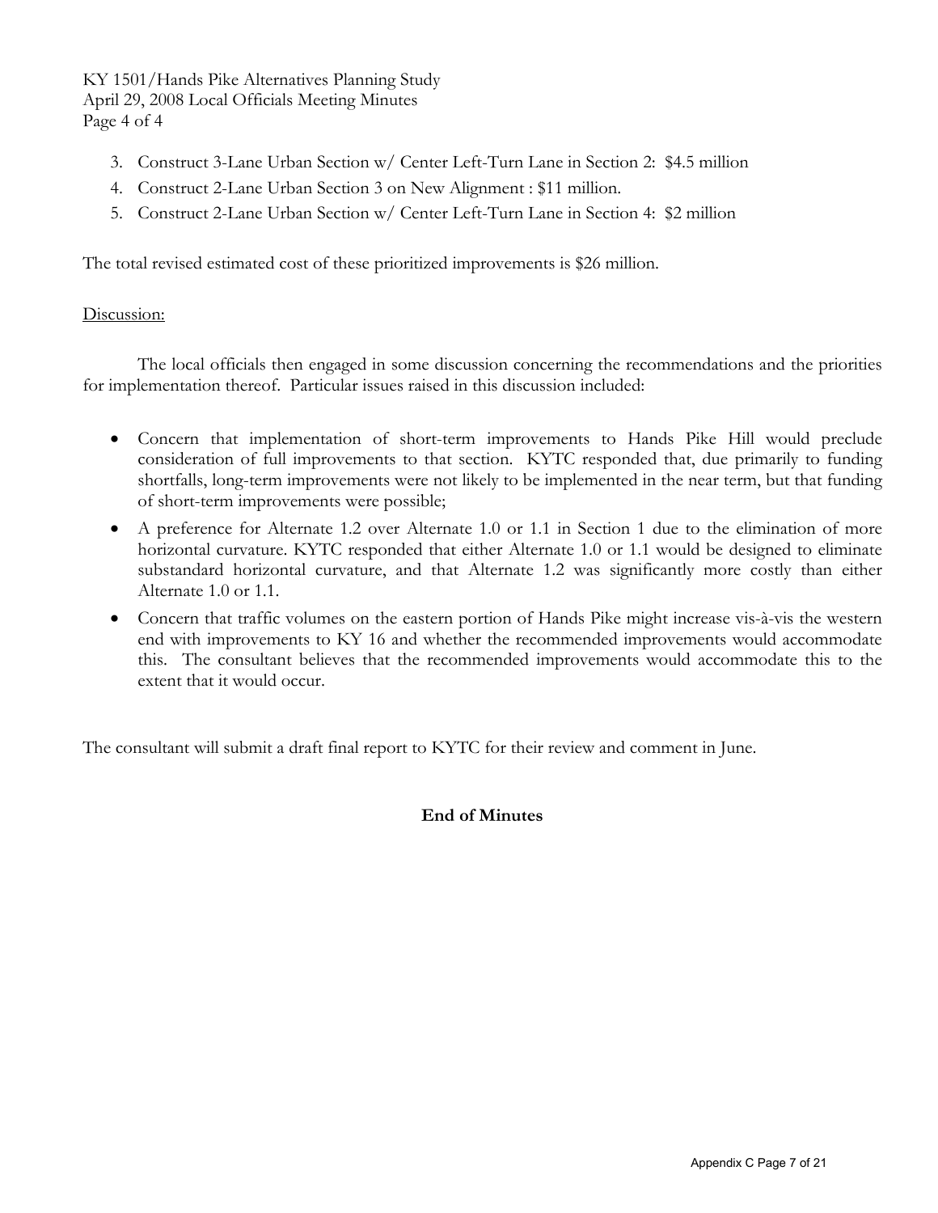3. Construct 3-Lane Urban Section w/ Center Left-Turn Lane in Section 2: $4.5 million
4. Construct 2-Lane Urban Section 3 on New Alignment : $11 million.
5. Construct 2-Lane Urban Section w/ Center Left-Turn Lane in Section 4: $2 million

The total revised estimated cost of these prioritized improvements is $26 million.

Discussion:

The local officials then engaged in some discussion concerning the recommendations and the priorities for implementation thereof. Particular issues raised in this discussion included:

- Concern that implementation of short-term improvements to Hands Pike Hill would preclude consideration of full improvements to that section. KYTC responded that, due primarily to funding shortfalls, long-term improvements were not likely to be implemented in the near term, but that funding of short-term improvements were possible;
- A preference for Alternate 1.2 over Alternate 1.0 or 1.1 in Section 1 due to the elimination of more horizontal curvature. KYTC responded that either Alternate 1.0 or 1.1 would be designed to eliminate substandard horizontal curvature, and that Alternate 1.2 was significantly more costly than either Alternate 1.0 or 1.1.
- Concern that traffic volumes on the eastern portion of Hands Pike might increase vis-à-vis the western end with improvements to KY 16 and whether the recommended improvements would accommodate this. The consultant believes that the recommended improvements would accommodate this to the extent that it would occur.

The consultant will submit a draft final report to KYTC for their review and comment in June.

**End of Minutes**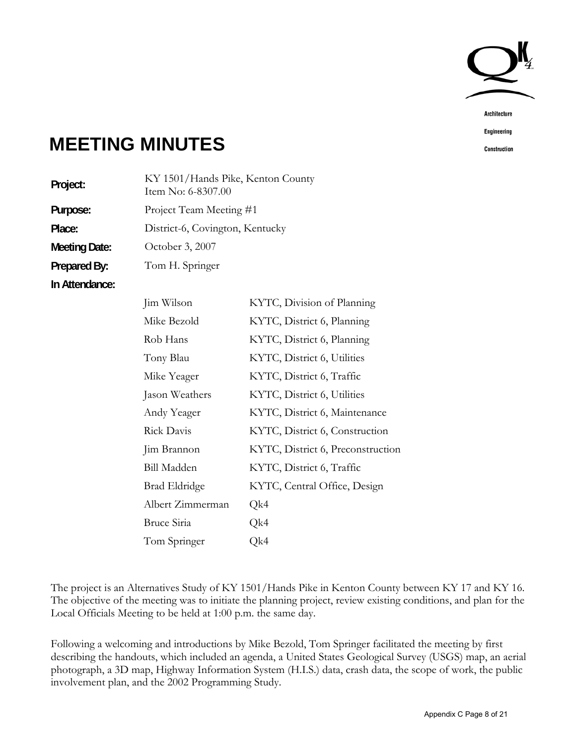Architecture

Engineering

Construction

# MEETING MINUTES

**Project:** KY 1501/Hands Pike, Kenton County
Item No: 6-8307.00

**Purpose:** Project Team Meeting #1

**Place:** District-6, Covington, Kentucky

**Meeting Date:** October 3, 2007

**Prepared By:** Tom H. Springer

**In Attendance:**

| | |
|---|---|
| Jim Wilson | KYTC, Division of Planning |
| Mike Bezold | KYTC, District 6, Planning |
| Rob Hans | KYTC, District 6, Planning |
| Tony Blau | KYTC, District 6, Utilities |
| Mike Yeager | KYTC, District 6, Traffic |
| Jason Weathers | KYTC, District 6, Utilities |
| Andy Yeager | KYTC, District 6, Maintenance |
| Rick Davis | KYTC, District 6, Construction |
| Jim Brannon | KYTC, District 6, Preconstruction |
| Bill Madden | KYTC, District 6, Traffic |
| Brad Eldridge | KYTC, Central Office, Design |
| Albert Zimmerman | Qk4 |
| Bruce Siria | Qk4 |
| Tom Springer | Qk4 |

The project is an Alternatives Study of KY 1501/Hands Pike in Kenton County between KY 17 and KY 16. The objective of the meeting was to initiate the planning project, review existing conditions, and plan for the Local Officials Meeting to be held at 1:00 p.m. the same day.

Following a welcoming and introductions by Mike Bezold, Tom Springer facilitated the meeting by first describing the handouts, which included an agenda, a United States Geological Survey (USGS) map, an aerial photograph, a 3D map, Highway Information System (H.I.S.) data, crash data, the scope of work, the public involvement plan, and the 2002 Programming Study.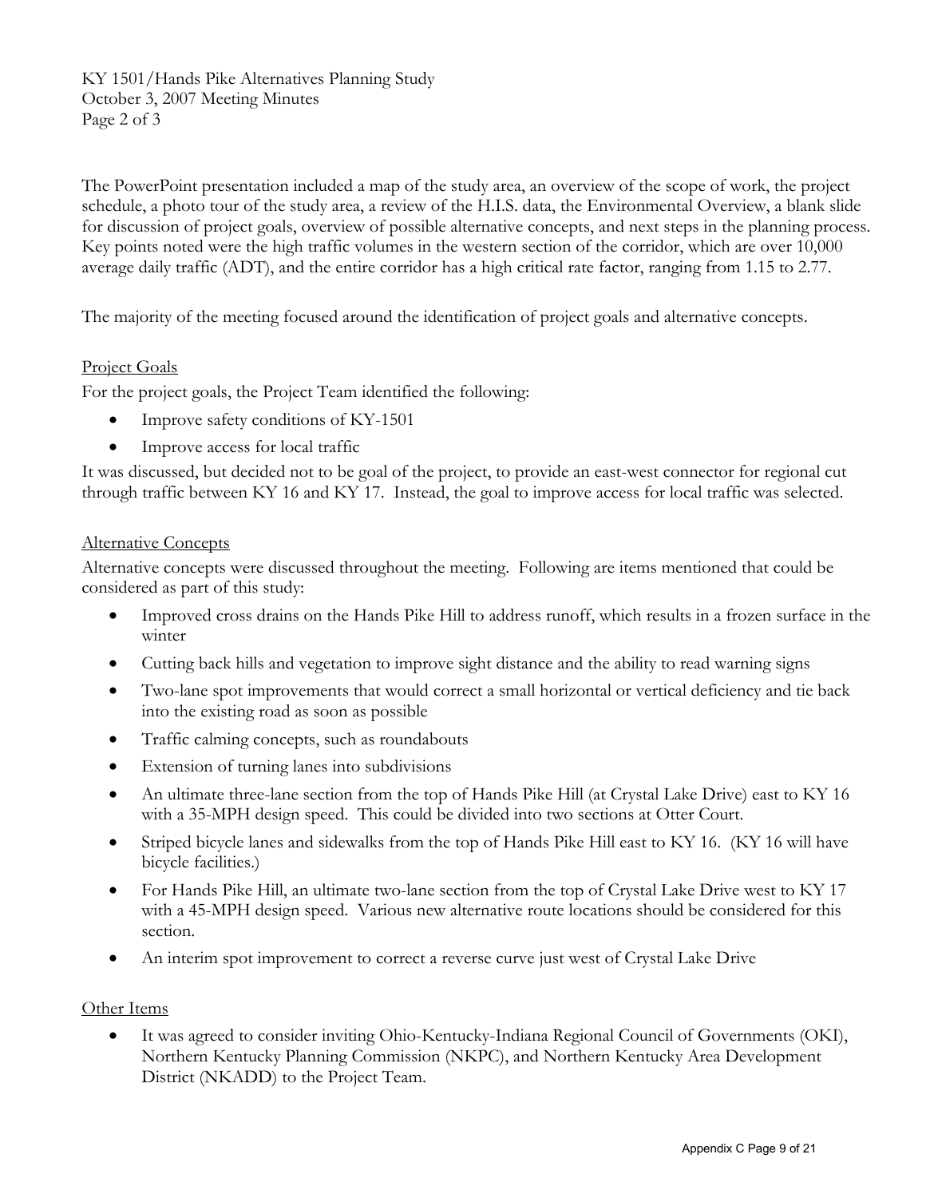The PowerPoint presentation included a map of the study area, an overview of the scope of work, the project schedule, a photo tour of the study area, a review of the H.I.S. data, the Environmental Overview, a blank slide for discussion of project goals, overview of possible alternative concepts, and next steps in the planning process. Key points noted were the high traffic volumes in the western section of the corridor, which are over 10,000 average daily traffic (ADT), and the entire corridor has a high critical rate factor, ranging from 1.15 to 2.77.

The majority of the meeting focused around the identification of project goals and alternative concepts.

## Project Goals

For the project goals, the Project Team identified the following:

- Improve safety conditions of KY-1501
- Improve access for local traffic

It was discussed, but decided not to be goal of the project, to provide an east-west connector for regional cut through traffic between KY 16 and KY 17. Instead, the goal to improve access for local traffic was selected.

## Alternative Concepts

Alternative concepts were discussed throughout the meeting. Following are items mentioned that could be considered as part of this study:

- Improved cross drains on the Hands Pike Hill to address runoff, which results in a frozen surface in the winter
- Cutting back hills and vegetation to improve sight distance and the ability to read warning signs
- Two-lane spot improvements that would correct a small horizontal or vertical deficiency and tie back into the existing road as soon as possible
- Traffic calming concepts, such as roundabouts
- Extension of turning lanes into subdivisions
- An ultimate three-lane section from the top of Hands Pike Hill (at Crystal Lake Drive) east to KY 16 with a 35-MPH design speed. This could be divided into two sections at Otter Court.
- Striped bicycle lanes and sidewalks from the top of Hands Pike Hill east to KY 16. (KY 16 will have bicycle facilities.)
- For Hands Pike Hill, an ultimate two-lane section from the top of Crystal Lake Drive west to KY 17 with a 45-MPH design speed. Various new alternative route locations should be considered for this section.
- An interim spot improvement to correct a reverse curve just west of Crystal Lake Drive

## Other Items

- It was agreed to consider inviting Ohio-Kentucky-Indiana Regional Council of Governments (OKI), Northern Kentucky Planning Commission (NKPC), and Northern Kentucky Area Development District (NKADD) to the Project Team.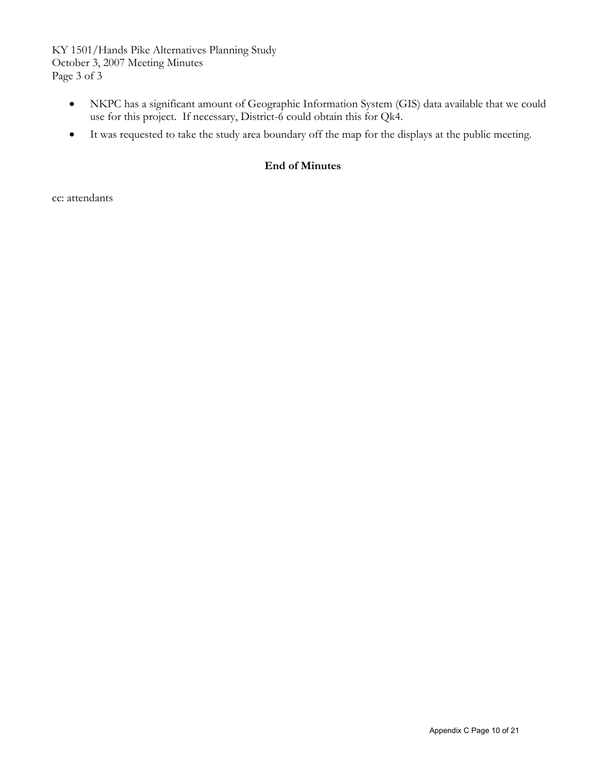- NKPC has a significant amount of Geographic Information System (GIS) data available that we could use for this project. If necessary, District-6 could obtain this for Qk4.
- It was requested to take the study area boundary off the map for the displays at the public meeting.

**End of Minutes**

cc: attendants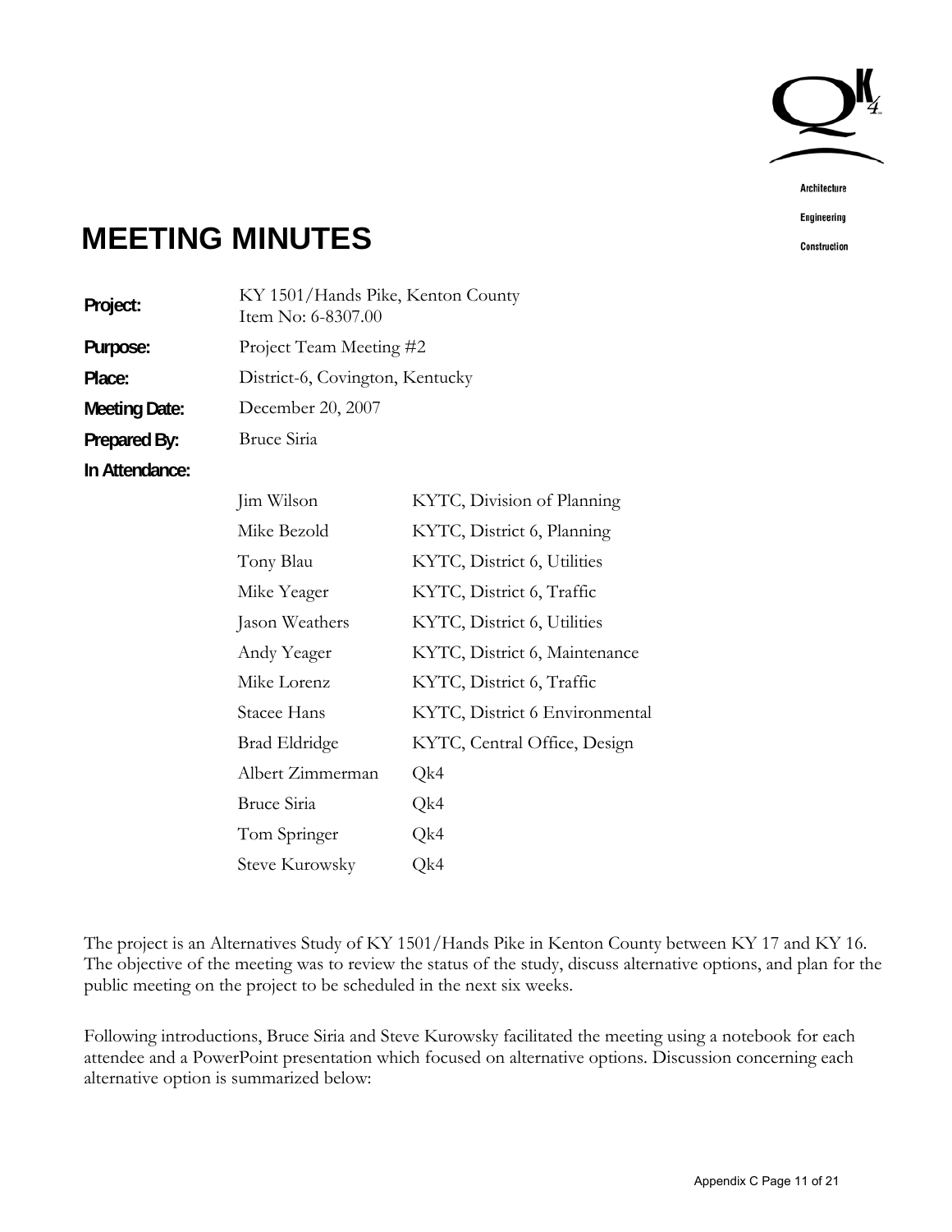Architecture

Engineering

Construction

# MEETING MINUTES

| | |
|---|---|
| **Project:** | KY 1501/Hands Pike, Kenton County<br>Item No: 6-8307.00 |
| **Purpose:** | Project Team Meeting #2 |
| **Place:** | District-6, Covington, Kentucky |
| **Meeting Date:** | December 20, 2007 |
| **Prepared By:** | Bruce Siria |

**In Attendance:**

| Name | Affiliation |
|---|---|
| Jim Wilson | KYTC, Division of Planning |
| Mike Bezold | KYTC, District 6, Planning |
| Tony Blau | KYTC, District 6, Utilities |
| Mike Yeager | KYTC, District 6, Traffic |
| Jason Weathers | KYTC, District 6, Utilities |
| Andy Yeager | KYTC, District 6, Maintenance |
| Mike Lorenz | KYTC, District 6, Traffic |
| Stacee Hans | KYTC, District 6 Environmental |
| Brad Eldridge | KYTC, Central Office, Design |
| Albert Zimmerman | Qk4 |
| Bruce Siria | Qk4 |
| Tom Springer | Qk4 |
| Steve Kurowsky | Qk4 |

The project is an Alternatives Study of KY 1501/Hands Pike in Kenton County between KY 17 and KY 16. The objective of the meeting was to review the status of the study, discuss alternative options, and plan for the public meeting on the project to be scheduled in the next six weeks.

Following introductions, Bruce Siria and Steve Kurowsky facilitated the meeting using a notebook for each attendee and a PowerPoint presentation which focused on alternative options. Discussion concerning each alternative option is summarized below: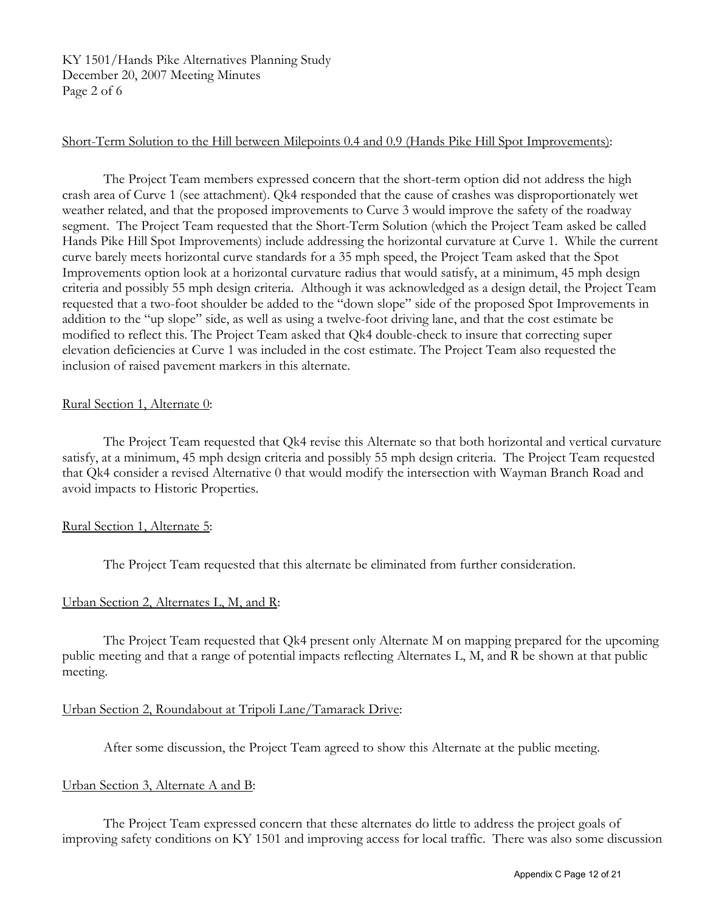Short-Term Solution to the Hill between Milepoints 0.4 and 0.9 (Hands Pike Hill Spot Improvements):

The Project Team members expressed concern that the short-term option did not address the high crash area of Curve 1 (see attachment). Qk4 responded that the cause of crashes was disproportionately wet weather related, and that the proposed improvements to Curve 3 would improve the safety of the roadway segment. The Project Team requested that the Short-Term Solution (which the Project Team asked be called Hands Pike Hill Spot Improvements) include addressing the horizontal curvature at Curve 1. While the current curve barely meets horizontal curve standards for a 35 mph speed, the Project Team asked that the Spot Improvements option look at a horizontal curvature radius that would satisfy, at a minimum, 45 mph design criteria and possibly 55 mph design criteria. Although it was acknowledged as a design detail, the Project Team requested that a two-foot shoulder be added to the "down slope" side of the proposed Spot Improvements in addition to the "up slope" side, as well as using a twelve-foot driving lane, and that the cost estimate be modified to reflect this. The Project Team asked that Qk4 double-check to insure that correcting super elevation deficiencies at Curve 1 was included in the cost estimate. The Project Team also requested the inclusion of raised pavement markers in this alternate.

Rural Section 1, Alternate 0:

The Project Team requested that Qk4 revise this Alternate so that both horizontal and vertical curvature satisfy, at a minimum, 45 mph design criteria and possibly 55 mph design criteria. The Project Team requested that Qk4 consider a revised Alternative 0 that would modify the intersection with Wayman Branch Road and avoid impacts to Historic Properties.

Rural Section 1, Alternate 5:

The Project Team requested that this alternate be eliminated from further consideration.

Urban Section 2, Alternates L, M, and R:

The Project Team requested that Qk4 present only Alternate M on mapping prepared for the upcoming public meeting and that a range of potential impacts reflecting Alternates L, M, and R be shown at that public meeting.

Urban Section 2, Roundabout at Tripoli Lane/Tamarack Drive:

After some discussion, the Project Team agreed to show this Alternate at the public meeting.

Urban Section 3, Alternate A and B:

The Project Team expressed concern that these alternates do little to address the project goals of improving safety conditions on KY 1501 and improving access for local traffic. There was also some discussion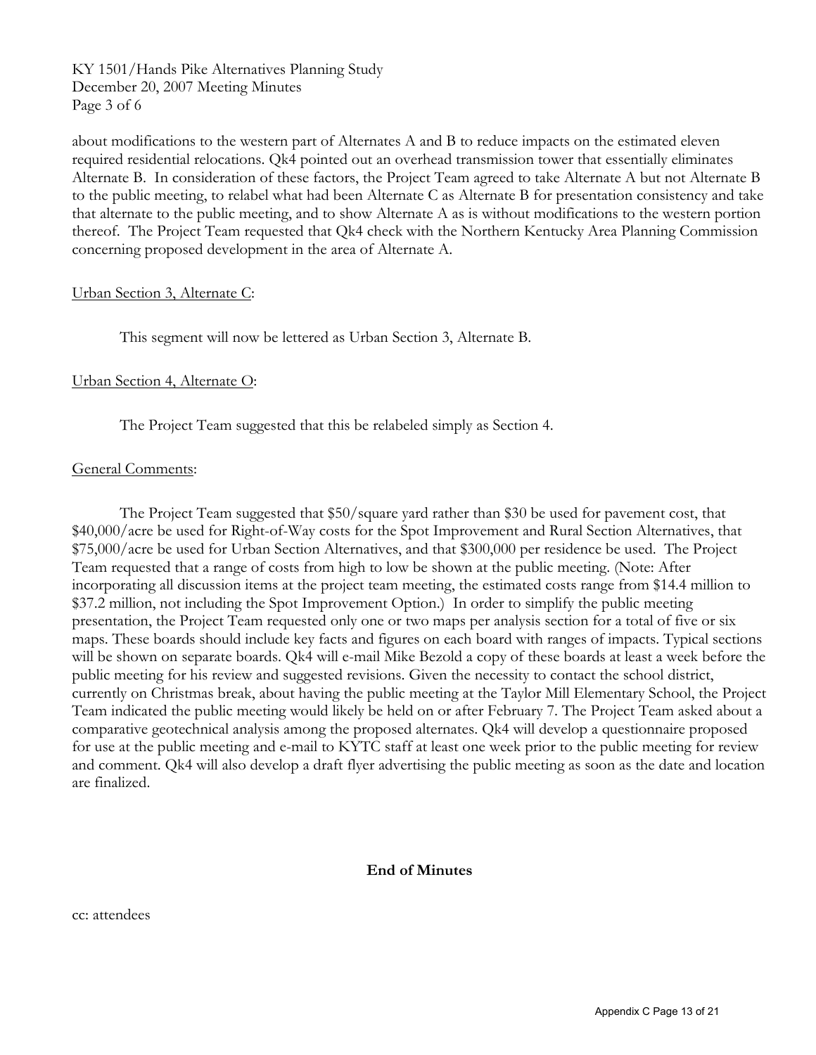about modifications to the western part of Alternates A and B to reduce impacts on the estimated eleven required residential relocations. Qk4 pointed out an overhead transmission tower that essentially eliminates Alternate B. In consideration of these factors, the Project Team agreed to take Alternate A but not Alternate B to the public meeting, to relabel what had been Alternate C as Alternate B for presentation consistency and take that alternate to the public meeting, and to show Alternate A as is without modifications to the western portion thereof. The Project Team requested that Qk4 check with the Northern Kentucky Area Planning Commission concerning proposed development in the area of Alternate A.

<u>Urban Section 3, Alternate C</u>:

This segment will now be lettered as Urban Section 3, Alternate B.

<u>Urban Section 4, Alternate O</u>:

The Project Team suggested that this be relabeled simply as Section 4.

<u>General Comments</u>:

The Project Team suggested that $50/square yard rather than $30 be used for pavement cost, that $40,000/acre be used for Right-of-Way costs for the Spot Improvement and Rural Section Alternatives, that $75,000/acre be used for Urban Section Alternatives, and that $300,000 per residence be used. The Project Team requested that a range of costs from high to low be shown at the public meeting. (Note: After incorporating all discussion items at the project team meeting, the estimated costs range from $14.4 million to $37.2 million, not including the Spot Improvement Option.) In order to simplify the public meeting presentation, the Project Team requested only one or two maps per analysis section for a total of five or six maps. These boards should include key facts and figures on each board with ranges of impacts. Typical sections will be shown on separate boards. Qk4 will e-mail Mike Bezold a copy of these boards at least a week before the public meeting for his review and suggested revisions. Given the necessity to contact the school district, currently on Christmas break, about having the public meeting at the Taylor Mill Elementary School, the Project Team indicated the public meeting would likely be held on or after February 7. The Project Team asked about a comparative geotechnical analysis among the proposed alternates. Qk4 will develop a questionnaire proposed for use at the public meeting and e-mail to KYTC staff at least one week prior to the public meeting for review and comment. Qk4 will also develop a draft flyer advertising the public meeting as soon as the date and location are finalized.

**End of Minutes**

cc: attendees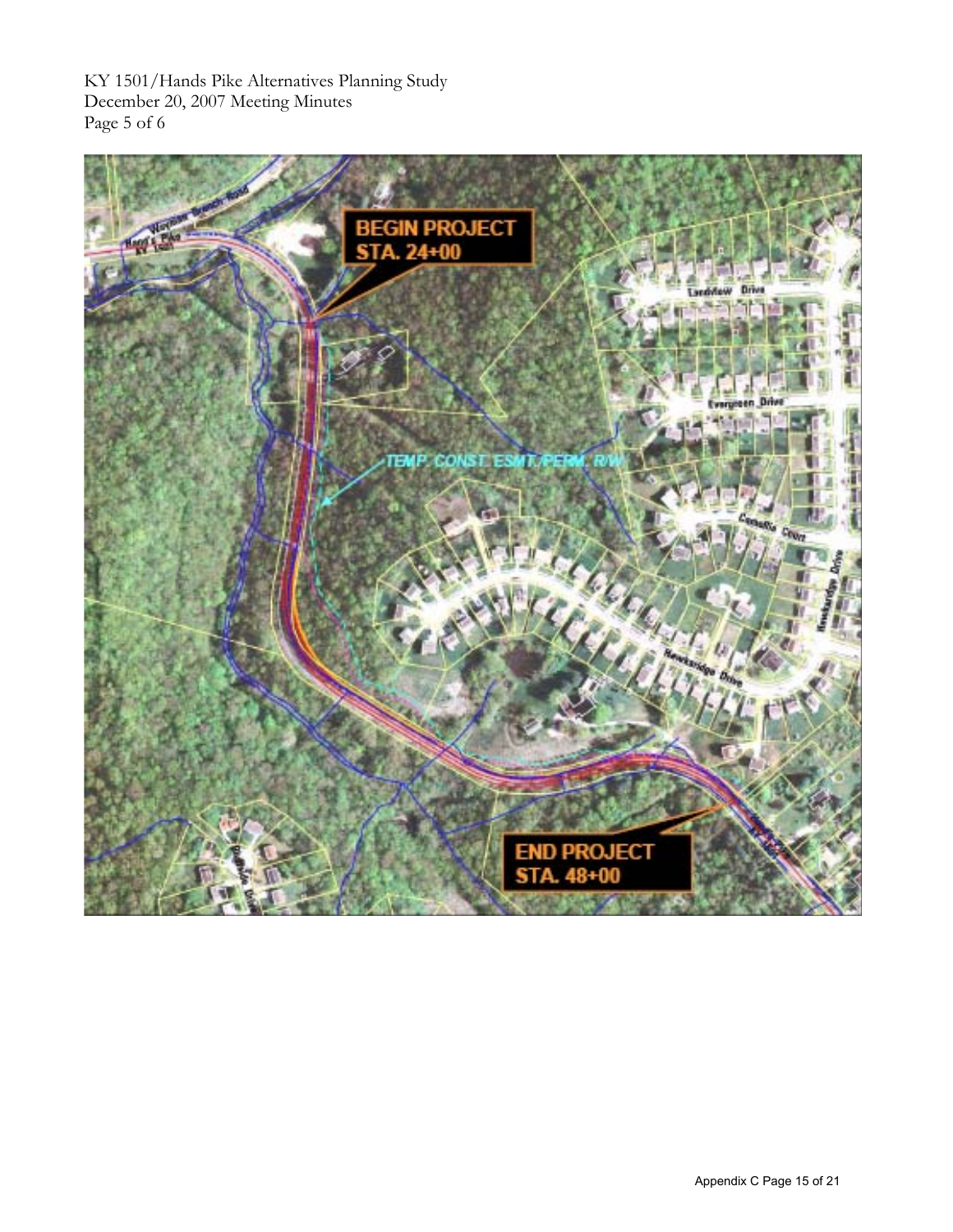BEGIN PROJECT
STA. 24+00

TEMP. CONST. ESMT./PERM. R/W

END PROJECT
STA. 48+00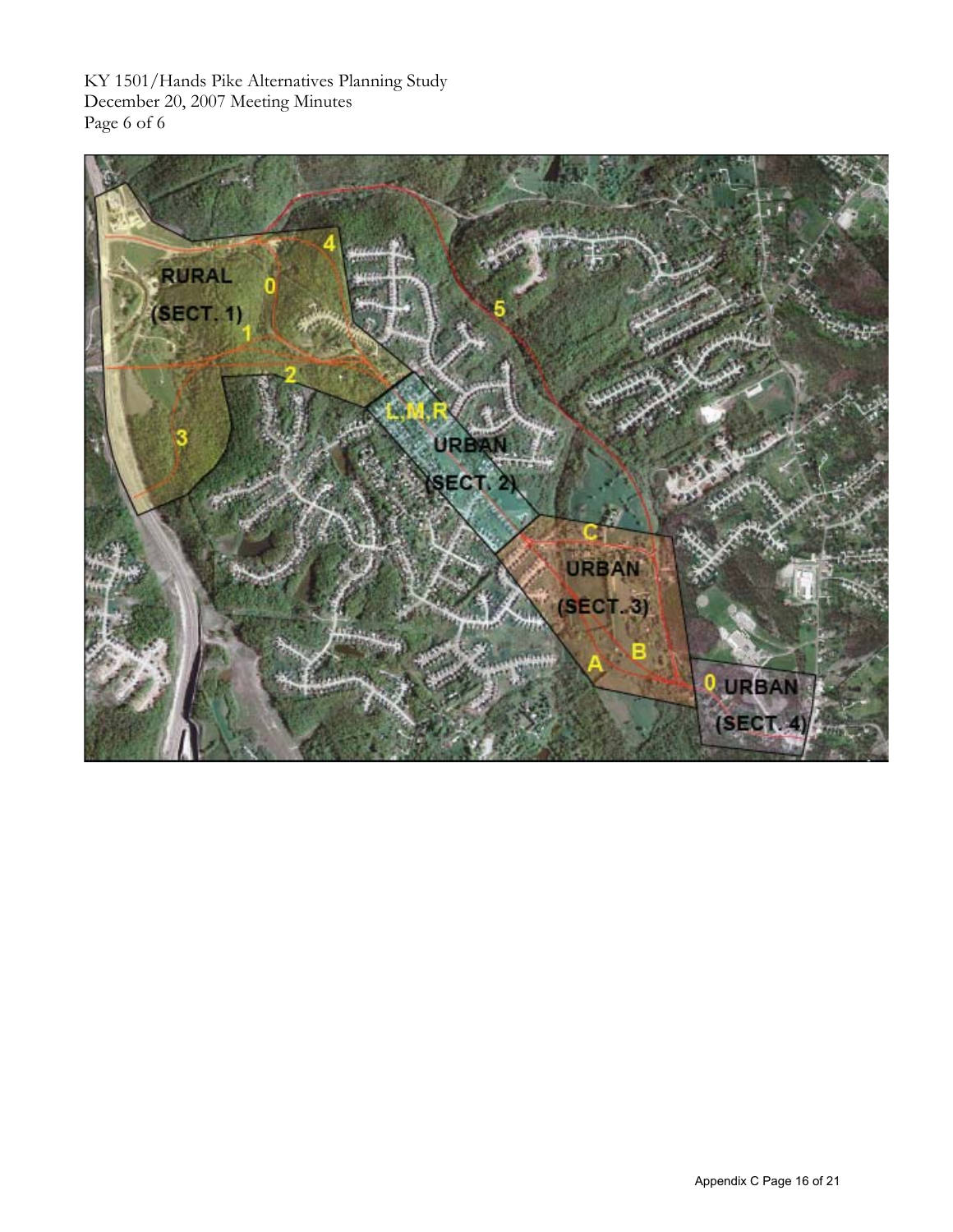RURAL

(SECT. 1)

L,M,R

URBAN

(SECT. 2)

URBAN

(SECT. 3)

URBAN

(SECT. 4)

0 1 2 3 4 5 A B C 0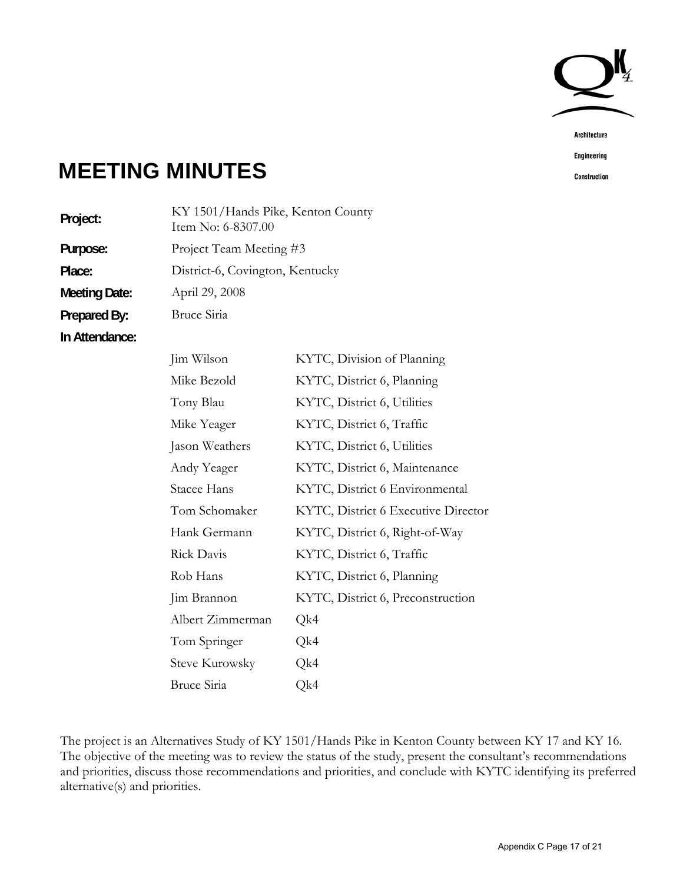Architecture

Engineering

Construction

# MEETING MINUTES

**Project:** KY 1501/Hands Pike, Kenton County
Item No: 6-8307.00

**Purpose:** Project Team Meeting #3

**Place:** District-6, Covington, Kentucky

**Meeting Date:** April 29, 2008

**Prepared By:** Bruce Siria

**In Attendance:**

| | |
|---|---|
| Jim Wilson | KYTC, Division of Planning |
| Mike Bezold | KYTC, District 6, Planning |
| Tony Blau | KYTC, District 6, Utilities |
| Mike Yeager | KYTC, District 6, Traffic |
| Jason Weathers | KYTC, District 6, Utilities |
| Andy Yeager | KYTC, District 6, Maintenance |
| Stacee Hans | KYTC, District 6 Environmental |
| Tom Schomaker | KYTC, District 6 Executive Director |
| Hank Germann | KYTC, District 6, Right-of-Way |
| Rick Davis | KYTC, District 6, Traffic |
| Rob Hans | KYTC, District 6, Planning |
| Jim Brannon | KYTC, District 6, Preconstruction |
| Albert Zimmerman | Qk4 |
| Tom Springer | Qk4 |
| Steve Kurowsky | Qk4 |
| Bruce Siria | Qk4 |

The project is an Alternatives Study of KY 1501/Hands Pike in Kenton County between KY 17 and KY 16. The objective of the meeting was to review the status of the study, present the consultant's recommendations and priorities, discuss those recommendations and priorities, and conclude with KYTC identifying its preferred alternative(s) and priorities.

Appendix C Page 17 of 21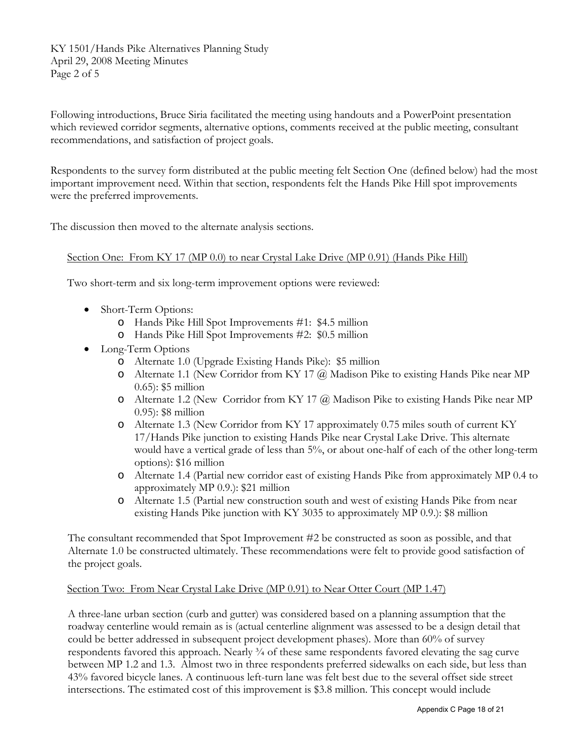Following introductions, Bruce Siria facilitated the meeting using handouts and a PowerPoint presentation which reviewed corridor segments, alternative options, comments received at the public meeting, consultant recommendations, and satisfaction of project goals.

Respondents to the survey form distributed at the public meeting felt Section One (defined below) had the most important improvement need. Within that section, respondents felt the Hands Pike Hill spot improvements were the preferred improvements.

The discussion then moved to the alternate analysis sections.

Section One: From KY 17 (MP 0.0) to near Crystal Lake Drive (MP 0.91) (Hands Pike Hill)

Two short-term and six long-term improvement options were reviewed:

- Short-Term Options:
  - Hands Pike Hill Spot Improvements #1: $4.5 million
  - Hands Pike Hill Spot Improvements #2: $0.5 million
- Long-Term Options
  - Alternate 1.0 (Upgrade Existing Hands Pike): $5 million
  - Alternate 1.1 (New Corridor from KY 17 @ Madison Pike to existing Hands Pike near MP 0.65): $5 million
  - Alternate 1.2 (New Corridor from KY 17 @ Madison Pike to existing Hands Pike near MP 0.95): $8 million
  - Alternate 1.3 (New Corridor from KY 17 approximately 0.75 miles south of current KY 17/Hands Pike junction to existing Hands Pike near Crystal Lake Drive. This alternate would have a vertical grade of less than 5%, or about one-half of each of the other long-term options): $16 million
  - Alternate 1.4 (Partial new corridor east of existing Hands Pike from approximately MP 0.4 to approximately MP 0.9.): $21 million
  - Alternate 1.5 (Partial new construction south and west of existing Hands Pike from near existing Hands Pike junction with KY 3035 to approximately MP 0.9.): $8 million

The consultant recommended that Spot Improvement #2 be constructed as soon as possible, and that Alternate 1.0 be constructed ultimately. These recommendations were felt to provide good satisfaction of the project goals.

Section Two: From Near Crystal Lake Drive (MP 0.91) to Near Otter Court (MP 1.47)

A three-lane urban section (curb and gutter) was considered based on a planning assumption that the roadway centerline would remain as is (actual centerline alignment was assessed to be a design detail that could be better addressed in subsequent project development phases). More than 60% of survey respondents favored this approach. Nearly ¾ of these same respondents favored elevating the sag curve between MP 1.2 and 1.3. Almost two in three respondents preferred sidewalks on each side, but less than 43% favored bicycle lanes. A continuous left-turn lane was felt best due to the several offset side street intersections. The estimated cost of this improvement is $3.8 million. This concept would include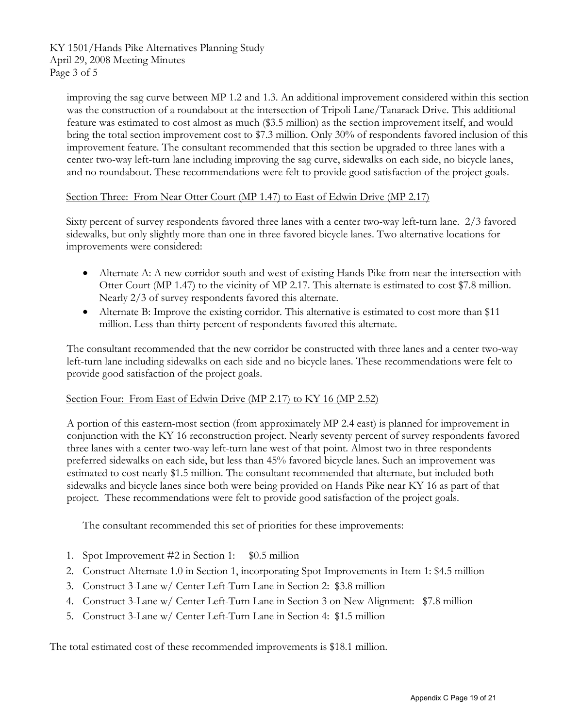improving the sag curve between MP 1.2 and 1.3. An additional improvement considered within this section was the construction of a roundabout at the intersection of Tripoli Lane/Tanarack Drive. This additional feature was estimated to cost almost as much ($3.5 million) as the section improvement itself, and would bring the total section improvement cost to $7.3 million. Only 30% of respondents favored inclusion of this improvement feature. The consultant recommended that this section be upgraded to three lanes with a center two-way left-turn lane including improving the sag curve, sidewalks on each side, no bicycle lanes, and no roundabout. These recommendations were felt to provide good satisfaction of the project goals.

<u>Section Three: From Near Otter Court (MP 1.47) to East of Edwin Drive (MP 2.17)</u>

Sixty percent of survey respondents favored three lanes with a center two-way left-turn lane. 2/3 favored sidewalks, but only slightly more than one in three favored bicycle lanes. Two alternative locations for improvements were considered:

- Alternate A: A new corridor south and west of existing Hands Pike from near the intersection with Otter Court (MP 1.47) to the vicinity of MP 2.17. This alternate is estimated to cost $7.8 million. Nearly 2/3 of survey respondents favored this alternate.
- Alternate B: Improve the existing corridor. This alternative is estimated to cost more than $11 million. Less than thirty percent of respondents favored this alternate.

The consultant recommended that the new corridor be constructed with three lanes and a center two-way left-turn lane including sidewalks on each side and no bicycle lanes. These recommendations were felt to provide good satisfaction of the project goals.

<u>Section Four: From East of Edwin Drive (MP 2.17) to KY 16 (MP 2.52)</u>

A portion of this eastern-most section (from approximately MP 2.4 east) is planned for improvement in conjunction with the KY 16 reconstruction project. Nearly seventy percent of survey respondents favored three lanes with a center two-way left-turn lane west of that point. Almost two in three respondents preferred sidewalks on each side, but less than 45% favored bicycle lanes. Such an improvement was estimated to cost nearly $1.5 million. The consultant recommended that alternate, but included both sidewalks and bicycle lanes since both were being provided on Hands Pike near KY 16 as part of that project. These recommendations were felt to provide good satisfaction of the project goals.

The consultant recommended this set of priorities for these improvements:

1. Spot Improvement #2 in Section 1: $0.5 million
2. Construct Alternate 1.0 in Section 1, incorporating Spot Improvements in Item 1: $4.5 million
3. Construct 3-Lane w/ Center Left-Turn Lane in Section 2: $3.8 million
4. Construct 3-Lane w/ Center Left-Turn Lane in Section 3 on New Alignment: $7.8 million
5. Construct 3-Lane w/ Center Left-Turn Lane in Section 4: $1.5 million

The total estimated cost of these recommended improvements is $18.1 million.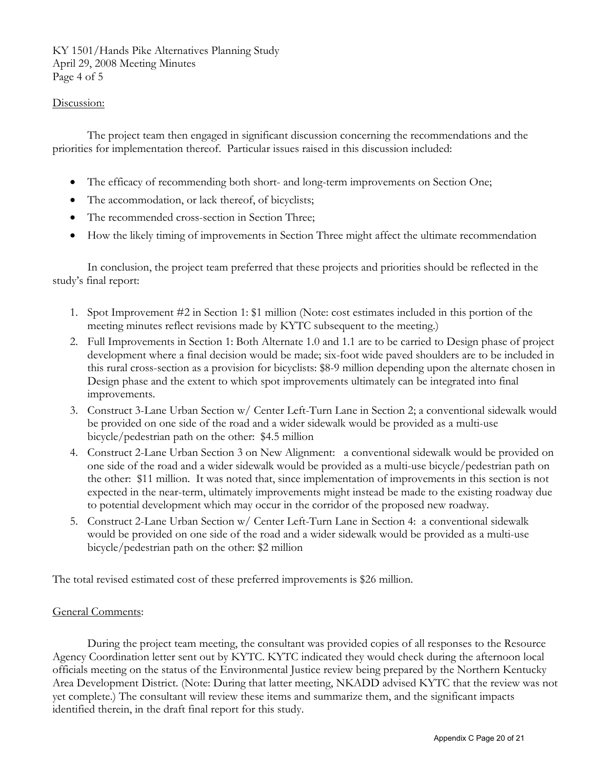Discussion:

The project team then engaged in significant discussion concerning the recommendations and the priorities for implementation thereof. Particular issues raised in this discussion included:

- The efficacy of recommending both short- and long-term improvements on Section One;
- The accommodation, or lack thereof, of bicyclists;
- The recommended cross-section in Section Three;
- How the likely timing of improvements in Section Three might affect the ultimate recommendation

In conclusion, the project team preferred that these projects and priorities should be reflected in the study's final report:

1. Spot Improvement #2 in Section 1: $1 million (Note: cost estimates included in this portion of the meeting minutes reflect revisions made by KYTC subsequent to the meeting.)
2. Full Improvements in Section 1: Both Alternate 1.0 and 1.1 are to be carried to Design phase of project development where a final decision would be made; six-foot wide paved shoulders are to be included in this rural cross-section as a provision for bicyclists: $8-9 million depending upon the alternate chosen in Design phase and the extent to which spot improvements ultimately can be integrated into final improvements.
3. Construct 3-Lane Urban Section w/ Center Left-Turn Lane in Section 2; a conventional sidewalk would be provided on one side of the road and a wider sidewalk would be provided as a multi-use bicycle/pedestrian path on the other: $4.5 million
4. Construct 2-Lane Urban Section 3 on New Alignment: a conventional sidewalk would be provided on one side of the road and a wider sidewalk would be provided as a multi-use bicycle/pedestrian path on the other: $11 million. It was noted that, since implementation of improvements in this section is not expected in the near-term, ultimately improvements might instead be made to the existing roadway due to potential development which may occur in the corridor of the proposed new roadway.
5. Construct 2-Lane Urban Section w/ Center Left-Turn Lane in Section 4: a conventional sidewalk would be provided on one side of the road and a wider sidewalk would be provided as a multi-use bicycle/pedestrian path on the other: $2 million

The total revised estimated cost of these preferred improvements is $26 million.

General Comments:

During the project team meeting, the consultant was provided copies of all responses to the Resource Agency Coordination letter sent out by KYTC. KYTC indicated they would check during the afternoon local officials meeting on the status of the Environmental Justice review being prepared by the Northern Kentucky Area Development District. (Note: During that latter meeting, NKADD advised KYTC that the review was not yet complete.) The consultant will review these items and summarize them, and the significant impacts identified therein, in the draft final report for this study.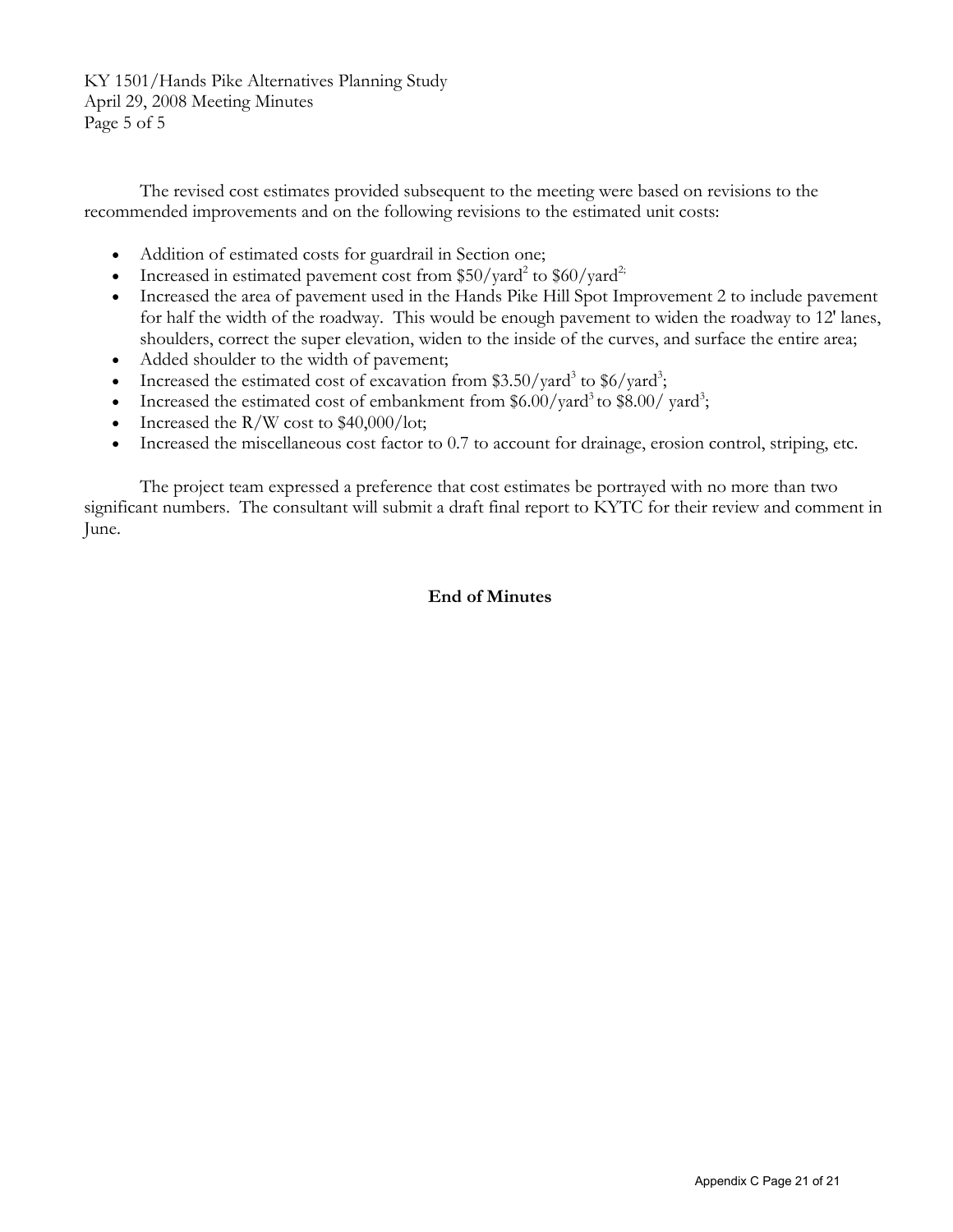The revised cost estimates provided subsequent to the meeting were based on revisions to the recommended improvements and on the following revisions to the estimated unit costs:

- Addition of estimated costs for guardrail in Section one;
- Increased in estimated pavement cost from $\$50/yard^2$ to $\$60/yard^2$;
- Increased the area of pavement used in the Hands Pike Hill Spot Improvement 2 to include pavement for half the width of the roadway. This would be enough pavement to widen the roadway to 12' lanes, shoulders, correct the super elevation, widen to the inside of the curves, and surface the entire area;
- Added shoulder to the width of pavement;
- Increased the estimated cost of excavation from $\$3.50/yard^3$ to $\$6/yard^3$;
- Increased the estimated cost of embankment from $\$6.00/yard^3$ to $\$8.00/ yard^3$;
- Increased the R/W cost to $40,000/lot;
- Increased the miscellaneous cost factor to 0.7 to account for drainage, erosion control, striping, etc.

The project team expressed a preference that cost estimates be portrayed with no more than two significant numbers. The consultant will submit a draft final report to KYTC for their review and comment in June.

**End of Minutes**